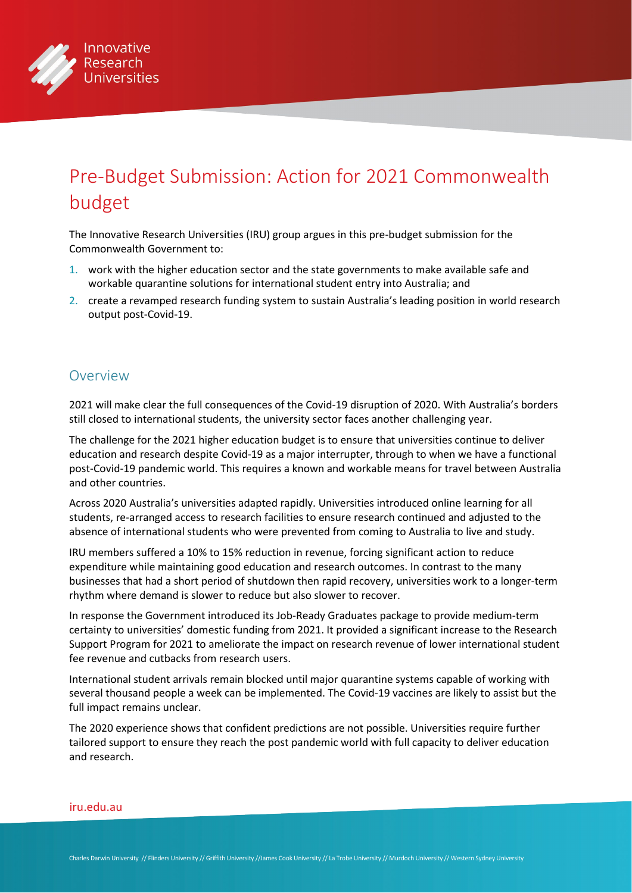# Pre-Budget Submission: Action for 2021 Commonwealth budget

The Innovative Research Universities (IRU) group argues in this pre-budget submission for the Commonwealth Government to:

1. work with the higher education sector and the state governments to make available safe and workable quarantine solutions for international student entry into Australia; and
2. create a revamped research funding system to sustain Australia's leading position in world research output post-Covid-19.

## Overview

2021 will make clear the full consequences of the Covid-19 disruption of 2020. With Australia's borders still closed to international students, the university sector faces another challenging year.

The challenge for the 2021 higher education budget is to ensure that universities continue to deliver education and research despite Covid-19 as a major interrupter, through to when we have a functional post-Covid-19 pandemic world. This requires a known and workable means for travel between Australia and other countries.

Across 2020 Australia's universities adapted rapidly. Universities introduced online learning for all students, re-arranged access to research facilities to ensure research continued and adjusted to the absence of international students who were prevented from coming to Australia to live and study.

IRU members suffered a 10% to 15% reduction in revenue, forcing significant action to reduce expenditure while maintaining good education and research outcomes. In contrast to the many businesses that had a short period of shutdown then rapid recovery, universities work to a longer-term rhythm where demand is slower to reduce but also slower to recover.

In response the Government introduced its Job-Ready Graduates package to provide medium-term certainty to universities' domestic funding from 2021. It provided a significant increase to the Research Support Program for 2021 to ameliorate the impact on research revenue of lower international student fee revenue and cutbacks from research users.

International student arrivals remain blocked until major quarantine systems capable of working with several thousand people a week can be implemented. The Covid-19 vaccines are likely to assist but the full impact remains unclear.

The 2020 experience shows that confident predictions are not possible. Universities require further tailored support to ensure they reach the post pandemic world with full capacity to deliver education and research.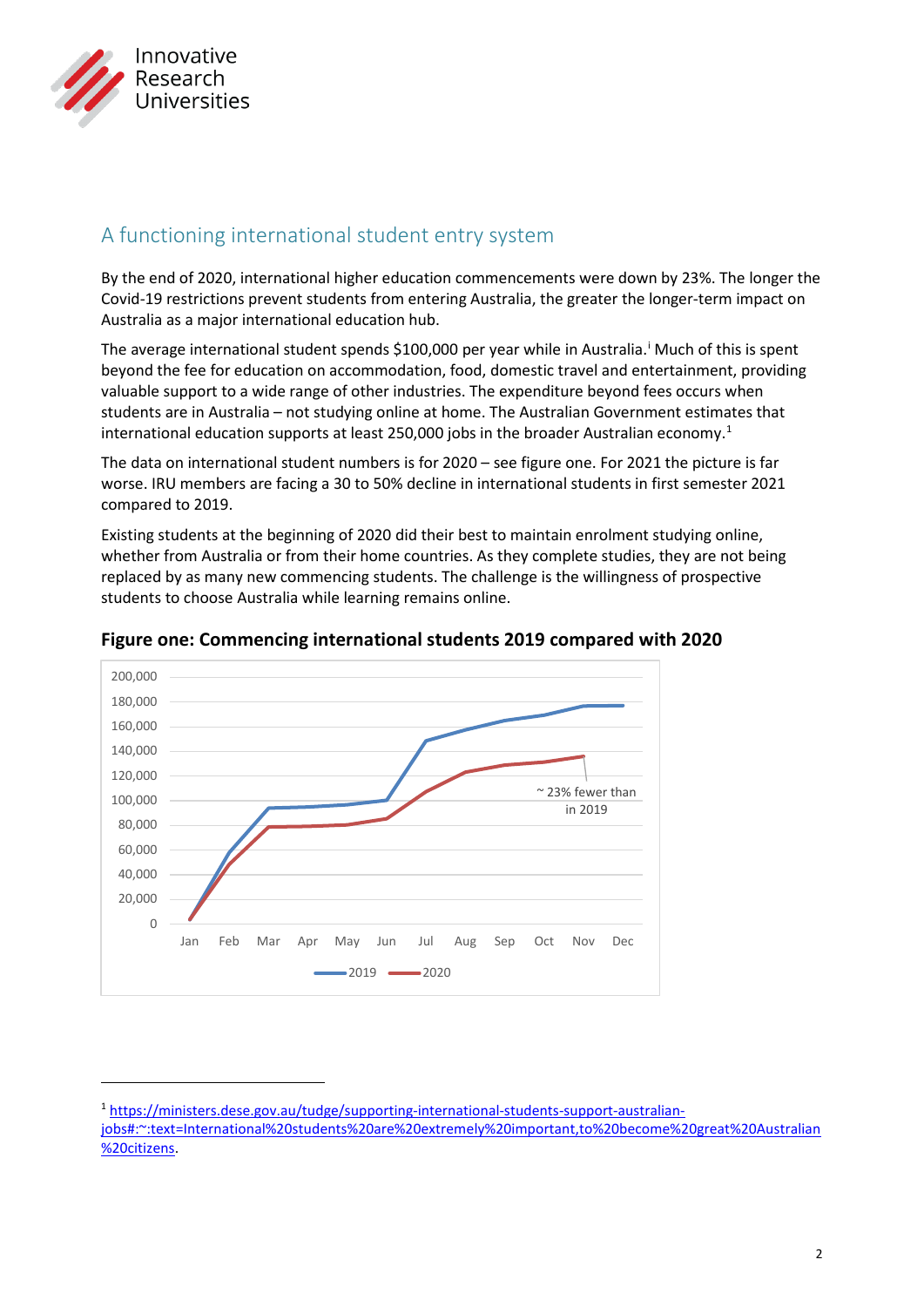## A functioning international student entry system

By the end of 2020, international higher education commencements were down by 23%. The longer the Covid-19 restrictions prevent students from entering Australia, the greater the longer-term impact on Australia as a major international education hub.

The average international student spends $100,000 per year while in Australia.[i] Much of this is spent beyond the fee for education on accommodation, food, domestic travel and entertainment, providing valuable support to a wide range of other industries. The expenditure beyond fees occurs when students are in Australia – not studying online at home. The Australian Government estimates that international education supports at least 250,000 jobs in the broader Australian economy.[1]

The data on international student numbers is for 2020 – see figure one. For 2021 the picture is far worse. IRU members are facing a 30 to 50% decline in international students in first semester 2021 compared to 2019.

Existing students at the beginning of 2020 did their best to maintain enrolment studying online, whether from Australia or from their home countries. As they complete studies, they are not being replaced by as many new commencing students. The challenge is the willingness of prospective students to choose Australia while learning remains online.

**Figure one: Commencing international students 2019 compared with 2020**

[1] https://ministers.dese.gov.au/tudge/supporting-international-students-support-australian-jobs#:~:text=International%20students%20are%20extremely%20important,to%20become%20great%20Australian%20citizens.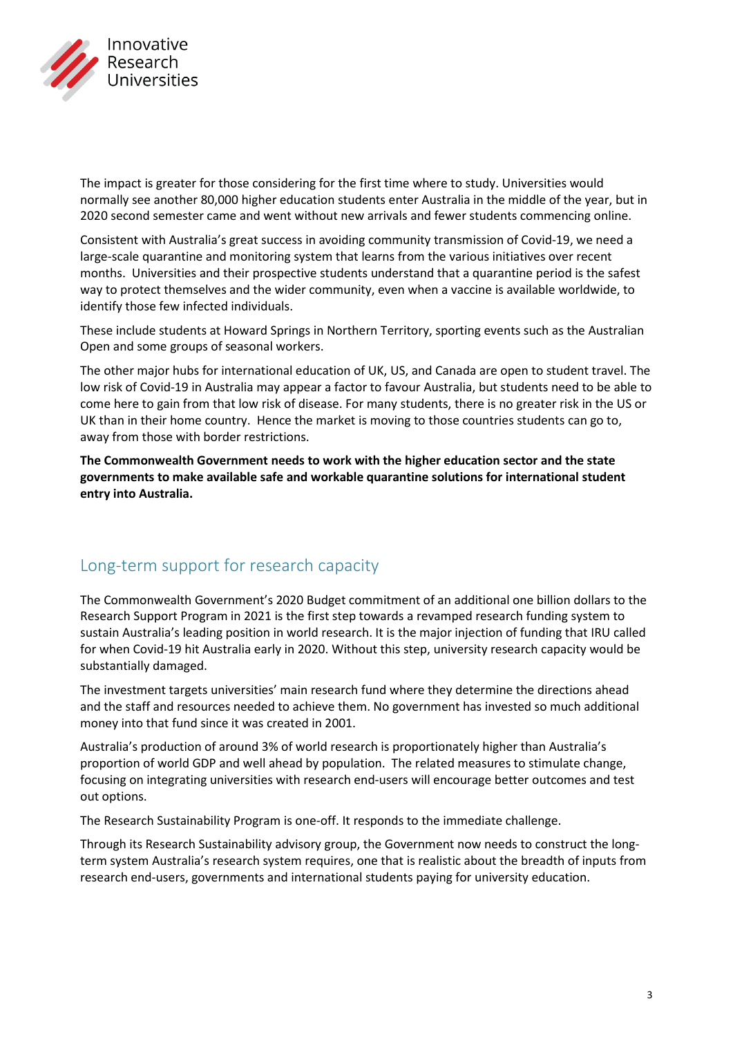The impact is greater for those considering for the first time where to study. Universities would normally see another 80,000 higher education students enter Australia in the middle of the year, but in 2020 second semester came and went without new arrivals and fewer students commencing online.

Consistent with Australia's great success in avoiding community transmission of Covid-19, we need a large-scale quarantine and monitoring system that learns from the various initiatives over recent months. Universities and their prospective students understand that a quarantine period is the safest way to protect themselves and the wider community, even when a vaccine is available worldwide, to identify those few infected individuals.

These include students at Howard Springs in Northern Territory, sporting events such as the Australian Open and some groups of seasonal workers.

The other major hubs for international education of UK, US, and Canada are open to student travel. The low risk of Covid-19 in Australia may appear a factor to favour Australia, but students need to be able to come here to gain from that low risk of disease. For many students, there is no greater risk in the US or UK than in their home country. Hence the market is moving to those countries students can go to, away from those with border restrictions.

**The Commonwealth Government needs to work with the higher education sector and the state governments to make available safe and workable quarantine solutions for international student entry into Australia.**

## Long-term support for research capacity

The Commonwealth Government's 2020 Budget commitment of an additional one billion dollars to the Research Support Program in 2021 is the first step towards a revamped research funding system to sustain Australia's leading position in world research. It is the major injection of funding that IRU called for when Covid-19 hit Australia early in 2020. Without this step, university research capacity would be substantially damaged.

The investment targets universities' main research fund where they determine the directions ahead and the staff and resources needed to achieve them. No government has invested so much additional money into that fund since it was created in 2001.

Australia's production of around 3% of world research is proportionately higher than Australia's proportion of world GDP and well ahead by population. The related measures to stimulate change, focusing on integrating universities with research end-users will encourage better outcomes and test out options.

The Research Sustainability Program is one-off. It responds to the immediate challenge.

Through its Research Sustainability advisory group, the Government now needs to construct the long-term system Australia's research system requires, one that is realistic about the breadth of inputs from research end-users, governments and international students paying for university education.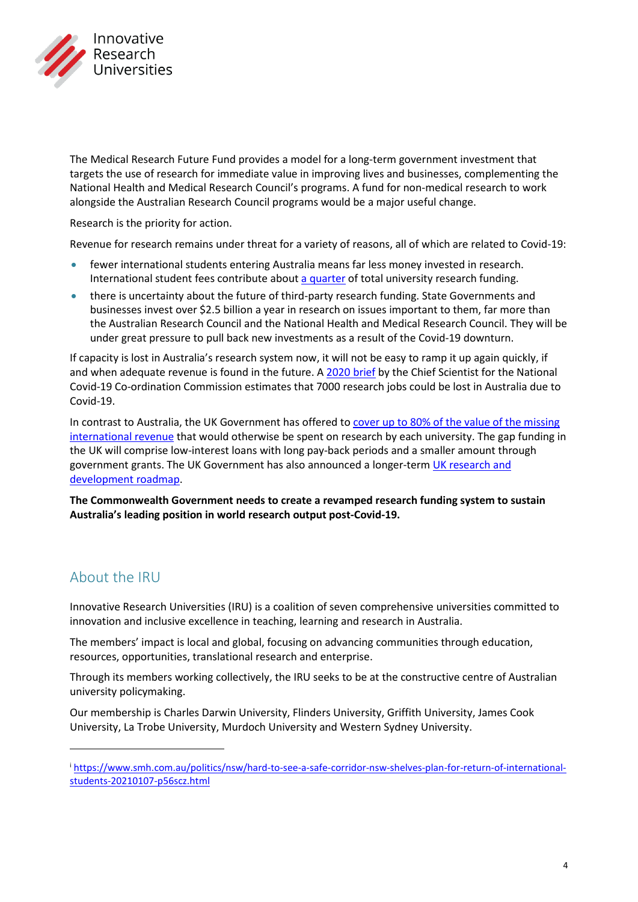The Medical Research Future Fund provides a model for a long-term government investment that targets the use of research for immediate value in improving lives and businesses, complementing the National Health and Medical Research Council's programs. A fund for non-medical research to work alongside the Australian Research Council programs would be a major useful change.

Research is the priority for action.

Revenue for research remains under threat for a variety of reasons, all of which are related to Covid-19:

- fewer international students entering Australia means far less money invested in research. International student fees contribute about a quarter of total university research funding.
- there is uncertainty about the future of third-party research funding. State Governments and businesses invest over $2.5 billion a year in research on issues important to them, far more than the Australian Research Council and the National Health and Medical Research Council. They will be under great pressure to pull back new investments as a result of the Covid-19 downturn.

If capacity is lost in Australia's research system now, it will not be easy to ramp it up again quickly, if and when adequate revenue is found in the future. A 2020 brief by the Chief Scientist for the National Covid-19 Co-ordination Commission estimates that 7000 research jobs could be lost in Australia due to Covid-19.

In contrast to Australia, the UK Government has offered to cover up to 80% of the value of the missing international revenue that would otherwise be spent on research by each university. The gap funding in the UK will comprise low-interest loans with long pay-back periods and a smaller amount through government grants. The UK Government has also announced a longer-term UK research and development roadmap.

**The Commonwealth Government needs to create a revamped research funding system to sustain Australia's leading position in world research output post-Covid-19.**

## About the IRU

Innovative Research Universities (IRU) is a coalition of seven comprehensive universities committed to innovation and inclusive excellence in teaching, learning and research in Australia.

The members' impact is local and global, focusing on advancing communities through education, resources, opportunities, translational research and enterprise.

Through its members working collectively, the IRU seeks to be at the constructive centre of Australian university policymaking.

Our membership is Charles Darwin University, Flinders University, Griffith University, James Cook University, La Trobe University, Murdoch University and Western Sydney University.

---

[i] https://www.smh.com.au/politics/nsw/hard-to-see-a-safe-corridor-nsw-shelves-plan-for-return-of-international-students-20210107-p56scz.html